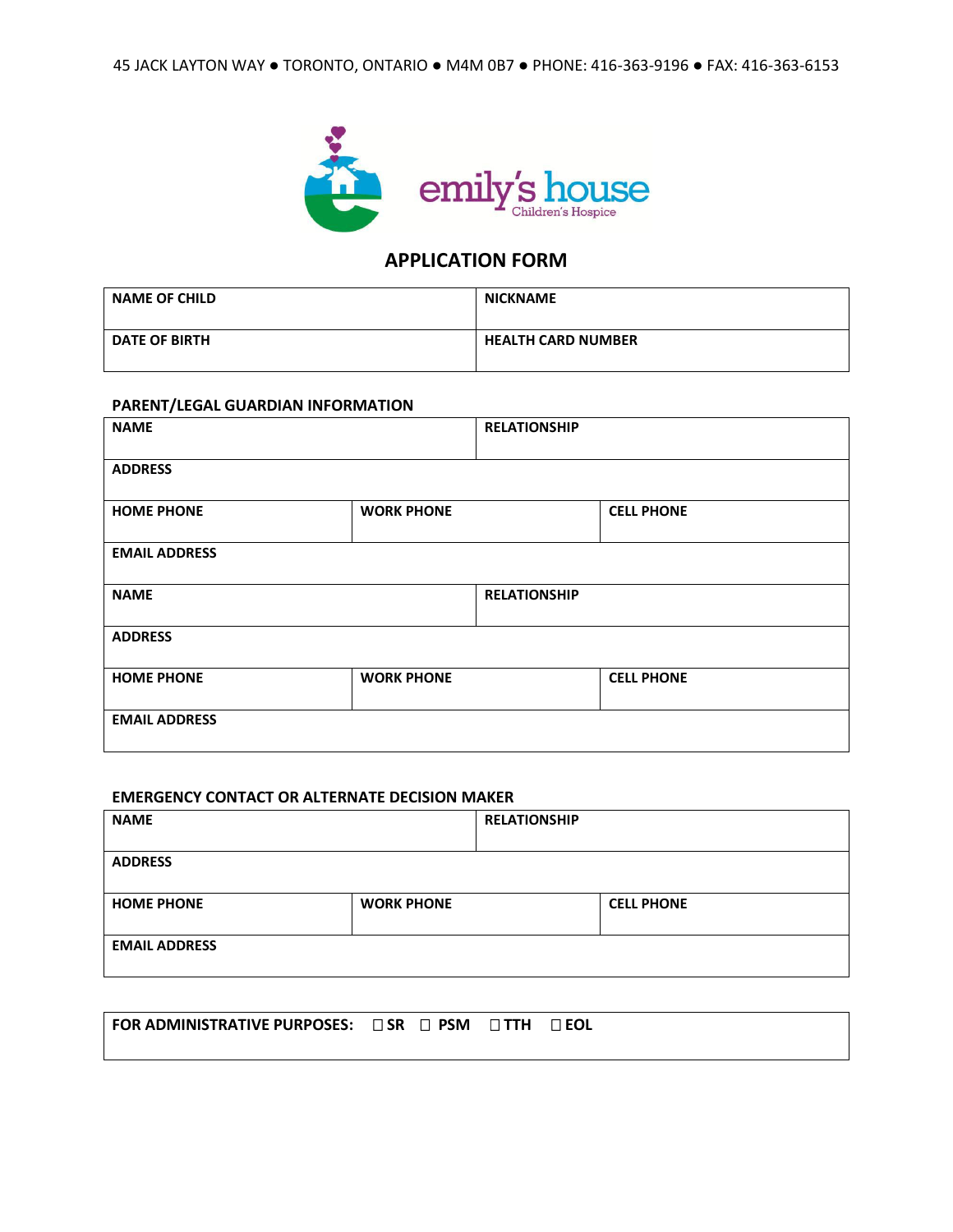45 JACK LAYTON WAY ● TORONTO, ONTARIO ● M4M 0B7 ● PHONE: 416-363-9196 ● FAX: 416-363-6153

emily's house
Children's Hospice

# APPLICATION FORM

| NAME OF CHILD | NICKNAME |
|---|---|
| DATE OF BIRTH | HEALTH CARD NUMBER |

**PARENT/LEGAL GUARDIAN INFORMATION**

| NAME | | RELATIONSHIP |
|---|---|---|
| ADDRESS | | |
| HOME PHONE | WORK PHONE | CELL PHONE |
| EMAIL ADDRESS | | |
| NAME | | RELATIONSHIP |
| ADDRESS | | |
| HOME PHONE | WORK PHONE | CELL PHONE |
| EMAIL ADDRESS | | |

**EMERGENCY CONTACT OR ALTERNATE DECISION MAKER**

| NAME | | RELATIONSHIP |
|---|---|---|
| ADDRESS | | |
| HOME PHONE | WORK PHONE | CELL PHONE |
| EMAIL ADDRESS | | |

**FOR ADMINISTRATIVE PURPOSES:** ☐ SR ☐ PSM ☐ TTH ☐ EOL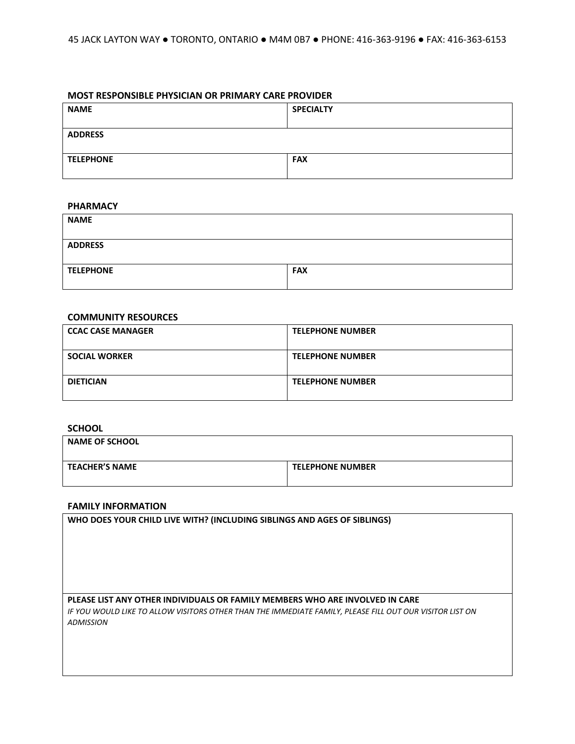45 JACK LAYTON WAY ● TORONTO, ONTARIO ● M4M 0B7 ● PHONE: 416-363-9196 ● FAX: 416-363-6153

### MOST RESPONSIBLE PHYSICIAN OR PRIMARY CARE PROVIDER

| NAME | SPECIALTY |
|---|---|
| ADDRESS | |
| TELEPHONE | FAX |

### PHARMACY

| NAME | |
|---|---|
| ADDRESS | |
| TELEPHONE | FAX |

### COMMUNITY RESOURCES

| CCAC CASE MANAGER | TELEPHONE NUMBER |
|---|---|
| SOCIAL WORKER | TELEPHONE NUMBER |
| DIETICIAN | TELEPHONE NUMBER |

### SCHOOL

| NAME OF SCHOOL | |
|---|---|
| TEACHER'S NAME | TELEPHONE NUMBER |

### FAMILY INFORMATION

| WHO DOES YOUR CHILD LIVE WITH? (INCLUDING SIBLINGS AND AGES OF SIBLINGS) |
|---|
| **PLEASE LIST ANY OTHER INDIVIDUALS OR FAMILY MEMBERS WHO ARE INVOLVED IN CARE** *IF YOU WOULD LIKE TO ALLOW VISITORS OTHER THAN THE IMMEDIATE FAMILY, PLEASE FILL OUT OUR VISITOR LIST ON ADMISSION* |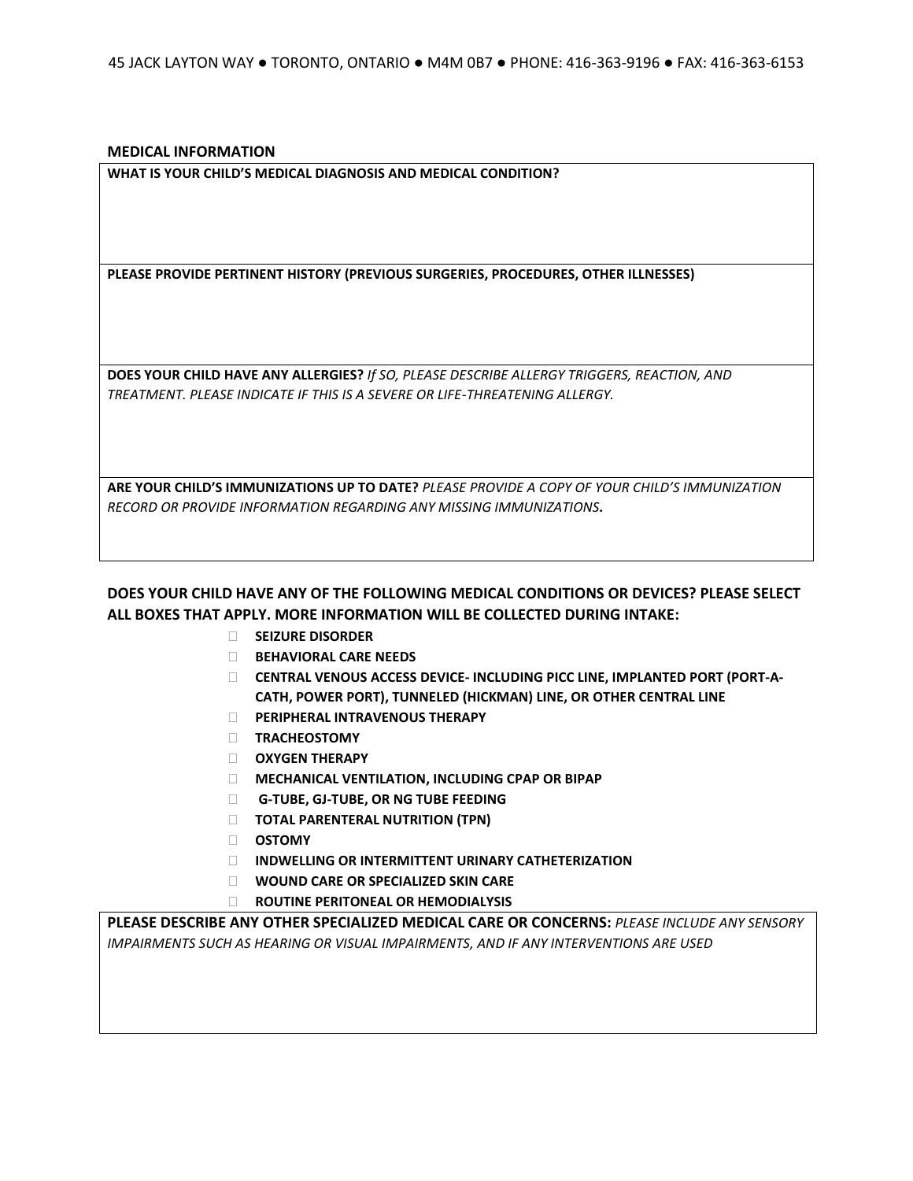45 JACK LAYTON WAY ● TORONTO, ONTARIO ● M4M 0B7 ● PHONE: 416-363-9196 ● FAX: 416-363-6153

**MEDICAL INFORMATION**

| **WHAT IS YOUR CHILD'S MEDICAL DIAGNOSIS AND MEDICAL CONDITION?** |
|---|
| **PLEASE PROVIDE PERTINENT HISTORY (PREVIOUS SURGERIES, PROCEDURES, OTHER ILLNESSES)** |
| **DOES YOUR CHILD HAVE ANY ALLERGIES?** *If SO, PLEASE DESCRIBE ALLERGY TRIGGERS, REACTION, AND TREATMENT. PLEASE INDICATE IF THIS IS A SEVERE OR LIFE-THREATENING ALLERGY.* |
| **ARE YOUR CHILD'S IMMUNIZATIONS UP TO DATE?** *PLEASE PROVIDE A COPY OF YOUR CHILD'S IMMUNIZATION RECORD OR PROVIDE INFORMATION REGARDING ANY MISSING IMMUNIZATIONS.* |

**DOES YOUR CHILD HAVE ANY OF THE FOLLOWING MEDICAL CONDITIONS OR DEVICES? PLEASE SELECT ALL BOXES THAT APPLY. MORE INFORMATION WILL BE COLLECTED DURING INTAKE:**

- ☐ **SEIZURE DISORDER**
- ☐ **BEHAVIORAL CARE NEEDS**
- ☐ **CENTRAL VENOUS ACCESS DEVICE- INCLUDING PICC LINE, IMPLANTED PORT (PORT-A-CATH, POWER PORT), TUNNELED (HICKMAN) LINE, OR OTHER CENTRAL LINE**
- ☐ **PERIPHERAL INTRAVENOUS THERAPY**
- ☐ **TRACHEOSTOMY**
- ☐ **OXYGEN THERAPY**
- ☐ **MECHANICAL VENTILATION, INCLUDING CPAP OR BIPAP**
- ☐ **G-TUBE, GJ-TUBE, OR NG TUBE FEEDING**
- ☐ **TOTAL PARENTERAL NUTRITION (TPN)**
- ☐ **OSTOMY**
- ☐ **INDWELLING OR INTERMITTENT URINARY CATHETERIZATION**
- ☐ **WOUND CARE OR SPECIALIZED SKIN CARE**
- ☐ **ROUTINE PERITONEAL OR HEMODIALYSIS**

| **PLEASE DESCRIBE ANY OTHER SPECIALIZED MEDICAL CARE OR CONCERNS:** *PLEASE INCLUDE ANY SENSORY IMPAIRMENTS SUCH AS HEARING OR VISUAL IMPAIRMENTS, AND IF ANY INTERVENTIONS ARE USED* |
|---|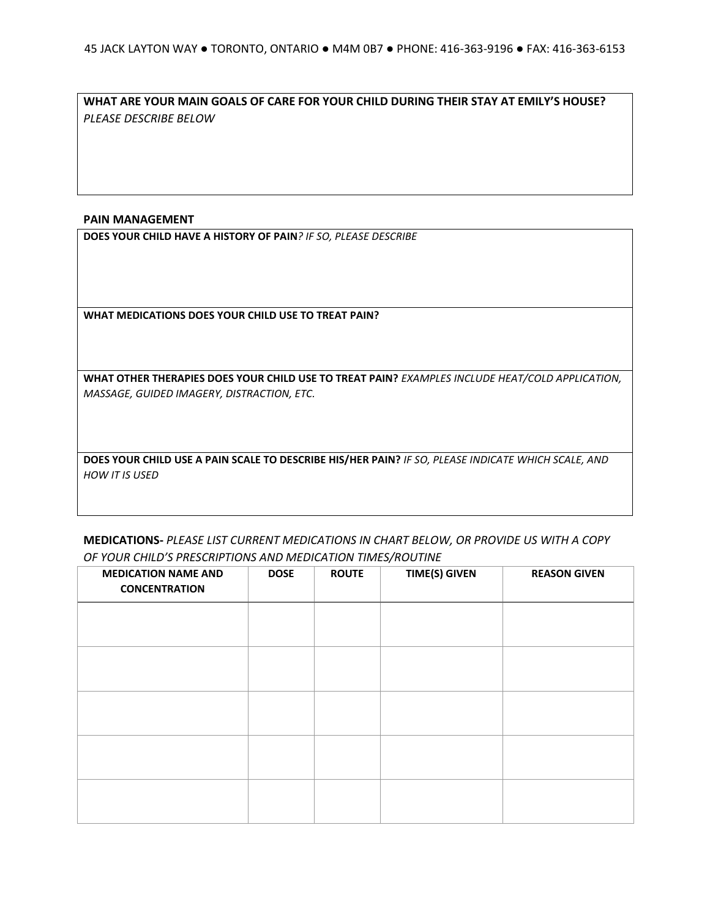**WHAT ARE YOUR MAIN GOALS OF CARE FOR YOUR CHILD DURING THEIR STAY AT EMILY'S HOUSE?**
*PLEASE DESCRIBE BELOW*

**PAIN MANAGEMENT**

**DOES YOUR CHILD HAVE A HISTORY OF PAIN***? IF SO, PLEASE DESCRIBE*

**WHAT MEDICATIONS DOES YOUR CHILD USE TO TREAT PAIN?**

**WHAT OTHER THERAPIES DOES YOUR CHILD USE TO TREAT PAIN?** *EXAMPLES INCLUDE HEAT/COLD APPLICATION, MASSAGE, GUIDED IMAGERY, DISTRACTION, ETC.*

**DOES YOUR CHILD USE A PAIN SCALE TO DESCRIBE HIS/HER PAIN?** *IF SO, PLEASE INDICATE WHICH SCALE, AND HOW IT IS USED*

**MEDICATIONS-** *PLEASE LIST CURRENT MEDICATIONS IN CHART BELOW, OR PROVIDE US WITH A COPY OF YOUR CHILD'S PRESCRIPTIONS AND MEDICATION TIMES/ROUTINE*

| MEDICATION NAME AND CONCENTRATION | DOSE | ROUTE | TIME(S) GIVEN | REASON GIVEN |
|---|---|---|---|---|
| | | | | |
| | | | | |
| | | | | |
| | | | | |
| | | | | |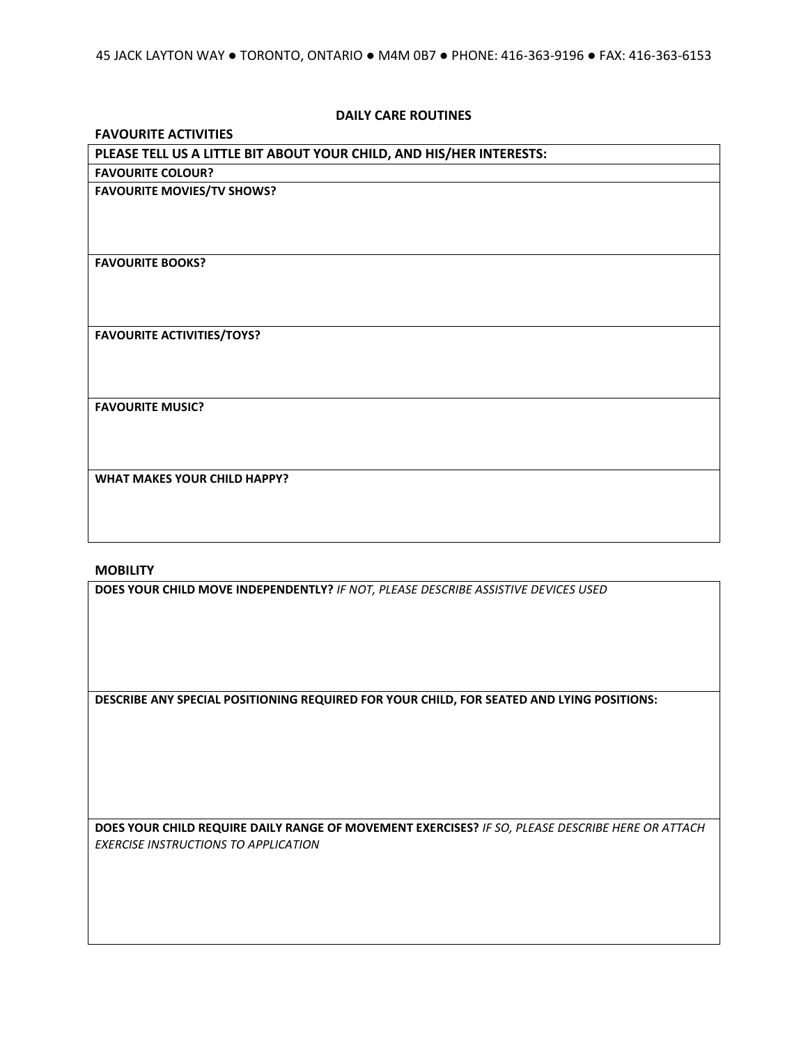45 JACK LAYTON WAY ● TORONTO, ONTARIO ● M4M 0B7 ● PHONE: 416-363-9196 ● FAX: 416-363-6153

## DAILY CARE ROUTINES

### FAVOURITE ACTIVITIES

| PLEASE TELL US A LITTLE BIT ABOUT YOUR CHILD, AND HIS/HER INTERESTS: |
| --- |
| **FAVOURITE COLOUR?** |
| **FAVOURITE MOVIES/TV SHOWS?** |
| **FAVOURITE BOOKS?** |
| **FAVOURITE ACTIVITIES/TOYS?** |
| **FAVOURITE MUSIC?** |
| **WHAT MAKES YOUR CHILD HAPPY?** |

### MOBILITY

| **DOES YOUR CHILD MOVE INDEPENDENTLY?** *IF NOT, PLEASE DESCRIBE ASSISTIVE DEVICES USED* |
| --- |
| **DESCRIBE ANY SPECIAL POSITIONING REQUIRED FOR YOUR CHILD, FOR SEATED AND LYING POSITIONS:** |
| **DOES YOUR CHILD REQUIRE DAILY RANGE OF MOVEMENT EXERCISES?** *IF SO, PLEASE DESCRIBE HERE OR ATTACH EXERCISE INSTRUCTIONS TO APPLICATION* |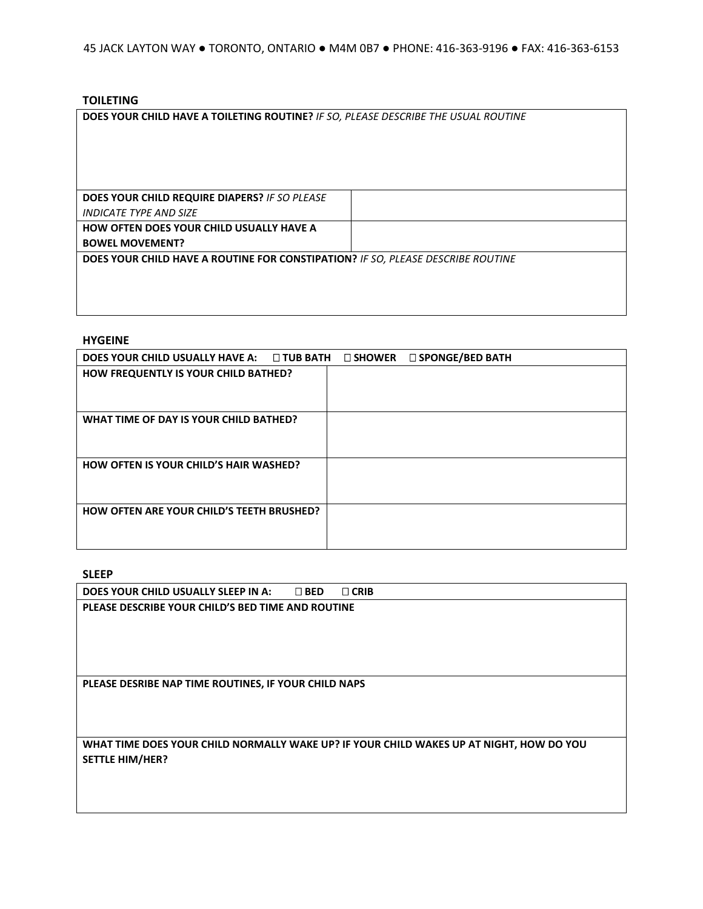## TOILETING

| **DOES YOUR CHILD HAVE A TOILETING ROUTINE?** *IF SO, PLEASE DESCRIBE THE USUAL ROUTINE* | |
|---|---|
| | |
| **DOES YOUR CHILD REQUIRE DIAPERS?** *IF SO PLEASE INDICATE TYPE AND SIZE* | |
| **HOW OFTEN DOES YOUR CHILD USUALLY HAVE A BOWEL MOVEMENT?** | |
| **DOES YOUR CHILD HAVE A ROUTINE FOR CONSTIPATION?** *IF SO, PLEASE DESCRIBE ROUTINE* | |
| | |

## HYGEINE

| **DOES YOUR CHILD USUALLY HAVE A:** ☐ **TUB BATH** ☐ **SHOWER** ☐ **SPONGE/BED BATH** | |
|---|---|
| **HOW FREQUENTLY IS YOUR CHILD BATHED?** | |
| **WHAT TIME OF DAY IS YOUR CHILD BATHED?** | |
| **HOW OFTEN IS YOUR CHILD'S HAIR WASHED?** | |
| **HOW OFTEN ARE YOUR CHILD'S TEETH BRUSHED?** | |

## SLEEP

| **DOES YOUR CHILD USUALLY SLEEP IN A:** ☐ **BED** ☐ **CRIB** |
|---|
| **PLEASE DESCRIBE YOUR CHILD'S BED TIME AND ROUTINE** |
| |
| **PLEASE DESRIBE NAP TIME ROUTINES, IF YOUR CHILD NAPS** |
| |
| **WHAT TIME DOES YOUR CHILD NORMALLY WAKE UP? IF YOUR CHILD WAKES UP AT NIGHT, HOW DO YOU SETTLE HIM/HER?** |
| |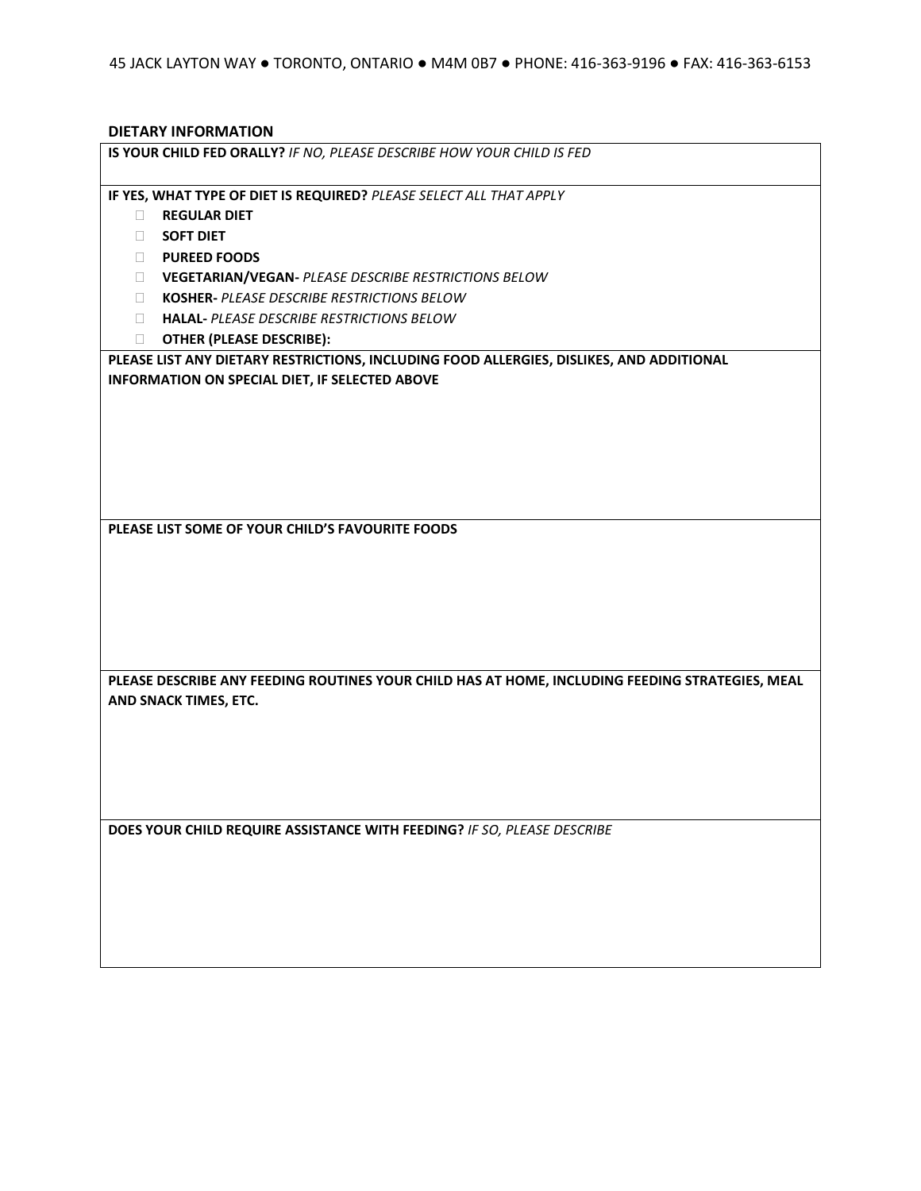**DIETARY INFORMATION**

| |
|---|
| **IS YOUR CHILD FED ORALLY?** *IF NO, PLEASE DESCRIBE HOW YOUR CHILD IS FED* |
| **IF YES, WHAT TYPE OF DIET IS REQUIRED?** *PLEASE SELECT ALL THAT APPLY*<br>☐ **REGULAR DIET**<br>☐ **SOFT DIET**<br>☐ **PUREED FOODS**<br>☐ **VEGETARIAN/VEGAN-** *PLEASE DESCRIBE RESTRICTIONS BELOW*<br>☐ **KOSHER-** *PLEASE DESCRIBE RESTRICTIONS BELOW*<br>☐ **HALAL-** *PLEASE DESCRIBE RESTRICTIONS BELOW*<br>☐ **OTHER (PLEASE DESCRIBE):** |
| **PLEASE LIST ANY DIETARY RESTRICTIONS, INCLUDING FOOD ALLERGIES, DISLIKES, AND ADDITIONAL INFORMATION ON SPECIAL DIET, IF SELECTED ABOVE** |
| **PLEASE LIST SOME OF YOUR CHILD'S FAVOURITE FOODS** |
| **PLEASE DESCRIBE ANY FEEDING ROUTINES YOUR CHILD HAS AT HOME, INCLUDING FEEDING STRATEGIES, MEAL AND SNACK TIMES, ETC.** |
| **DOES YOUR CHILD REQUIRE ASSISTANCE WITH FEEDING?** *IF SO, PLEASE DESCRIBE* |